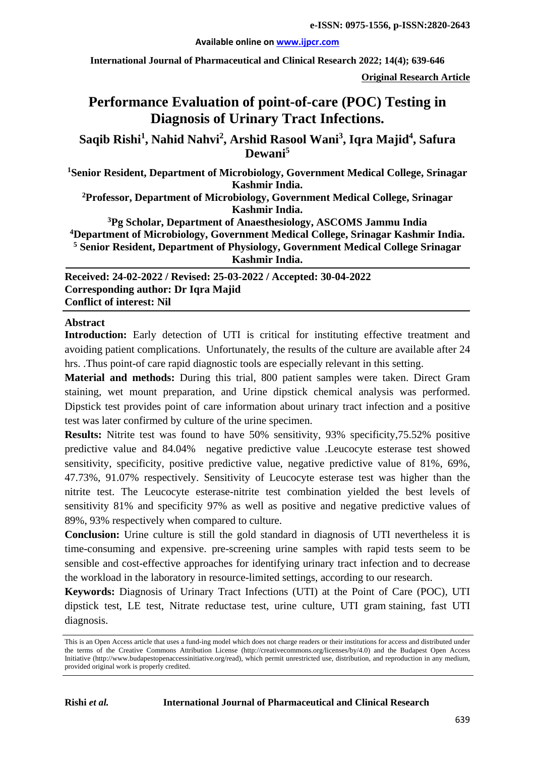**Original Research Article**

# Performance Evaluation of point-of-care (POC) Testing in Diagnosis of Urinary Tract Infections.

**Saqib Rishi[1], Nahid Nahvi[2], Arshid Rasool Wani[3], Iqra Majid[4], Safura Dewani[5]**

[1]Senior Resident, Department of Microbiology, Government Medical College, Srinagar Kashmir India.

[2]Professor, Department of Microbiology, Government Medical College, Srinagar Kashmir India.

[3]Pg Scholar, Department of Anaesthesiology, ASCOMS Jammu India

[4]Department of Microbiology, Government Medical College, Srinagar Kashmir India.

[5] Senior Resident, Department of Physiology, Government Medical College Srinagar Kashmir India.

**Received: 24-02-2022 / Revised: 25-03-2022 / Accepted: 30-04-2022**
**Corresponding author: Dr Iqra Majid**
**Conflict of interest: Nil**

## Abstract

**Introduction:** Early detection of UTI is critical for instituting effective treatment and avoiding patient complications. Unfortunately, the results of the culture are available after 24 hrs. .Thus point-of care rapid diagnostic tools are especially relevant in this setting.

**Material and methods:** During this trial, 800 patient samples were taken. Direct Gram staining, wet mount preparation, and Urine dipstick chemical analysis was performed. Dipstick test provides point of care information about urinary tract infection and a positive test was later confirmed by culture of the urine specimen.

**Results:** Nitrite test was found to have 50% sensitivity, 93% specificity,75.52% positive predictive value and 84.04% negative predictive value .Leucocyte esterase test showed sensitivity, specificity, positive predictive value, negative predictive value of 81%, 69%, 47.73%, 91.07% respectively. Sensitivity of Leucocyte esterase test was higher than the nitrite test. The Leucocyte esterase-nitrite test combination yielded the best levels of sensitivity 81% and specificity 97% as well as positive and negative predictive values of 89%, 93% respectively when compared to culture.

**Conclusion:** Urine culture is still the gold standard in diagnosis of UTI nevertheless it is time-consuming and expensive. pre-screening urine samples with rapid tests seem to be sensible and cost-effective approaches for identifying urinary tract infection and to decrease the workload in the laboratory in resource-limited settings, according to our research.

**Keywords:** Diagnosis of Urinary Tract Infections (UTI) at the Point of Care (POC), UTI dipstick test, LE test, Nitrate reductase test, urine culture, UTI gram staining, fast UTI diagnosis.

This is an Open Access article that uses a fund-ing model which does not charge readers or their institutions for access and distributed under the terms of the Creative Commons Attribution License (http://creativecommons.org/licenses/by/4.0) and the Budapest Open Access Initiative (http://www.budapestopenaccessinitiative.org/read), which permit unrestricted use, distribution, and reproduction in any medium, provided original work is properly credited.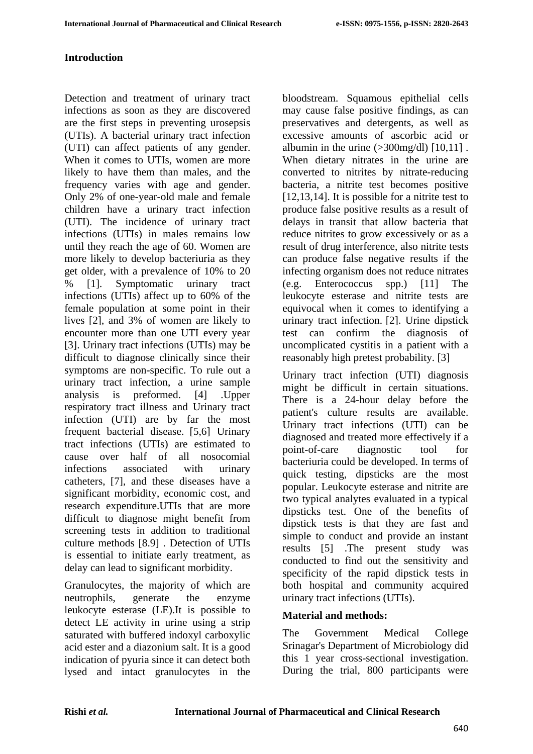## Introduction

Detection and treatment of urinary tract infections as soon as they are discovered are the first steps in preventing urosepsis (UTIs). A bacterial urinary tract infection (UTI) can affect patients of any gender. When it comes to UTIs, women are more likely to have them than males, and the frequency varies with age and gender. Only 2% of one-year-old male and female children have a urinary tract infection (UTI). The incidence of urinary tract infections (UTIs) in males remains low until they reach the age of 60. Women are more likely to develop bacteriuria as they get older, with a prevalence of 10% to 20 % [1]. Symptomatic urinary tract infections (UTIs) affect up to 60% of the female population at some point in their lives [2], and 3% of women are likely to encounter more than one UTI every year [3]. Urinary tract infections (UTIs) may be difficult to diagnose clinically since their symptoms are non-specific. To rule out a urinary tract infection, a urine sample analysis is preformed. [4] .Upper respiratory tract illness and Urinary tract infection (UTI) are by far the most frequent bacterial disease. [5,6] Urinary tract infections (UTIs) are estimated to cause over half of all nosocomial infections associated with urinary catheters, [7], and these diseases have a significant morbidity, economic cost, and research expenditure.UTIs that are more difficult to diagnose might benefit from screening tests in addition to traditional culture methods [8.9] . Detection of UTIs is essential to initiate early treatment, as delay can lead to significant morbidity.

Granulocytes, the majority of which are neutrophils, generate the enzyme leukocyte esterase (LE).It is possible to detect LE activity in urine using a strip saturated with buffered indoxyl carboxylic acid ester and a diazonium salt. It is a good indication of pyuria since it can detect both lysed and intact granulocytes in the bloodstream. Squamous epithelial cells may cause false positive findings, as can preservatives and detergents, as well as excessive amounts of ascorbic acid or albumin in the urine (>300mg/dl) [10,11] . When dietary nitrates in the urine are converted to nitrites by nitrate-reducing bacteria, a nitrite test becomes positive [12,13,14]. It is possible for a nitrite test to produce false positive results as a result of delays in transit that allow bacteria that reduce nitrites to grow excessively or as a result of drug interference, also nitrite tests can produce false negative results if the infecting organism does not reduce nitrates (e.g. Enterococcus spp.) [11] The leukocyte esterase and nitrite tests are equivocal when it comes to identifying a urinary tract infection. [2]. Urine dipstick test can confirm the diagnosis of uncomplicated cystitis in a patient with a reasonably high pretest probability. [3]

Urinary tract infection (UTI) diagnosis might be difficult in certain situations. There is a 24-hour delay before the patient's culture results are available. Urinary tract infections (UTI) can be diagnosed and treated more effectively if a point-of-care diagnostic tool for bacteriuria could be developed. In terms of quick testing, dipsticks are the most popular. Leukocyte esterase and nitrite are two typical analytes evaluated in a typical dipsticks test. One of the benefits of dipstick tests is that they are fast and simple to conduct and provide an instant results [5] .The present study was conducted to find out the sensitivity and specificity of the rapid dipstick tests in both hospital and community acquired urinary tract infections (UTIs).

## Material and methods:

The Government Medical College Srinagar's Department of Microbiology did this 1 year cross-sectional investigation. During the trial, 800 participants were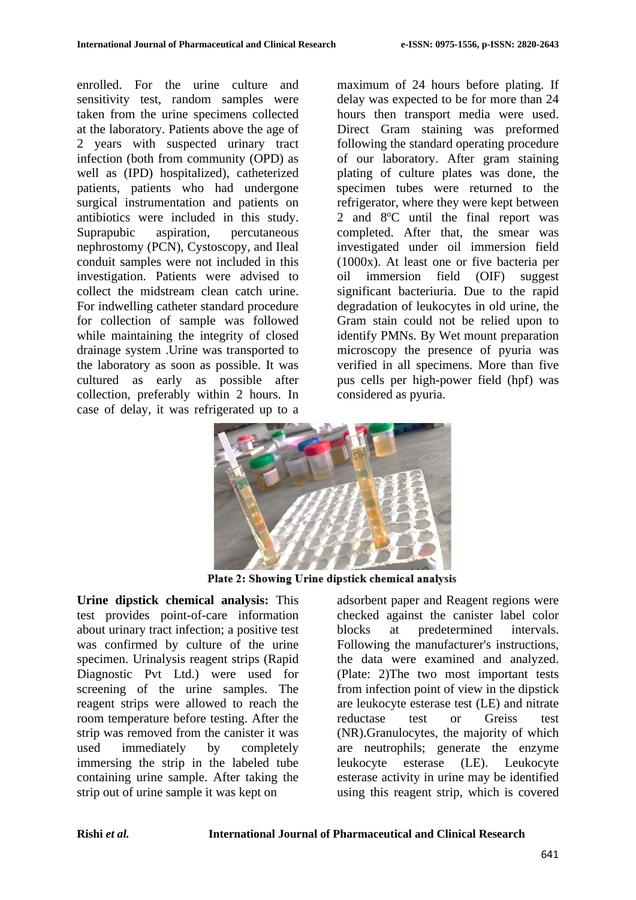enrolled. For the urine culture and sensitivity test, random samples were taken from the urine specimens collected at the laboratory. Patients above the age of 2 years with suspected urinary tract infection (both from community (OPD) as well as (IPD) hospitalized), catheterized patients, patients who had undergone surgical instrumentation and patients on antibiotics were included in this study. Suprapubic aspiration, percutaneous nephrostomy (PCN), Cystoscopy, and Ileal conduit samples were not included in this investigation. Patients were advised to collect the midstream clean catch urine. For indwelling catheter standard procedure for collection of sample was followed while maintaining the integrity of closed drainage system .Urine was transported to the laboratory as soon as possible. It was cultured as early as possible after collection, preferably within 2 hours. In case of delay, it was refrigerated up to a maximum of 24 hours before plating. If delay was expected to be for more than 24 hours then transport media were used. Direct Gram staining was preformed following the standard operating procedure of our laboratory. After gram staining plating of culture plates was done, the specimen tubes were returned to the refrigerator, where they were kept between 2 and 8ºC until the final report was completed. After that, the smear was investigated under oil immersion field (1000x). At least one or five bacteria per oil immersion field (OIF) suggest significant bacteriuria. Due to the rapid degradation of leukocytes in old urine, the Gram stain could not be relied upon to identify PMNs. By Wet mount preparation microscopy the presence of pyuria was verified in all specimens. More than five pus cells per high-power field (hpf) was considered as pyuria.

**Plate 2: Showing Urine dipstick chemical analysis**

**Urine dipstick chemical analysis:** This test provides point-of-care information about urinary tract infection; a positive test was confirmed by culture of the urine specimen. Urinalysis reagent strips (Rapid Diagnostic Pvt Ltd.) were used for screening of the urine samples. The reagent strips were allowed to reach the room temperature before testing. After the strip was removed from the canister it was used immediately by completely immersing the strip in the labeled tube containing urine sample. After taking the strip out of urine sample it was kept on adsorbent paper and Reagent regions were checked against the canister label color blocks at predetermined intervals. Following the manufacturer's instructions, the data were examined and analyzed. (Plate: 2)The two most important tests from infection point of view in the dipstick are leukocyte esterase test (LE) and nitrate reductase test or Greiss test (NR).Granulocytes, the majority of which are neutrophils; generate the enzyme leukocyte esterase (LE). Leukocyte esterase activity in urine may be identified using this reagent strip, which is covered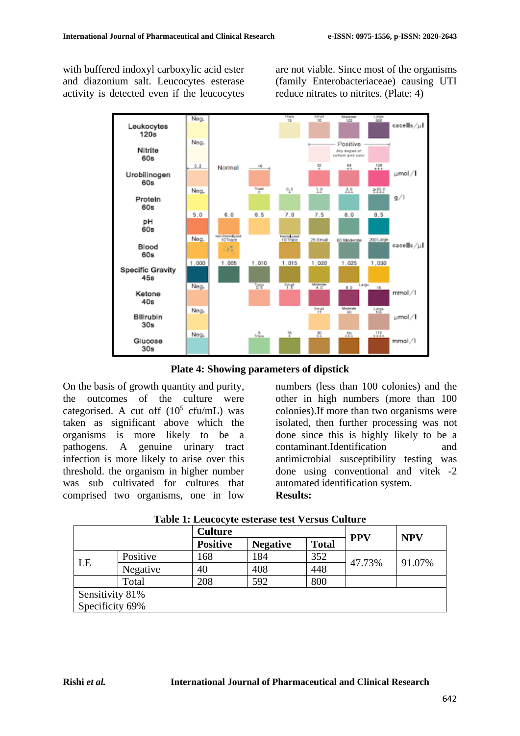with buffered indoxyl carboxylic acid ester and diazonium salt. Leucocytes esterase activity is detected even if the leucocytes are not viable. Since most of the organisms (family Enterobacteriaceae) causing UTI reduce nitrates to nitrites. (Plate: 4)

**Plate 4: Showing parameters of dipstick**

On the basis of growth quantity and purity, the outcomes of the culture were categorised. A cut off ($10^5$ cfu/mL) was taken as significant above which the organisms is more likely to be a pathogens. A genuine urinary tract infection is more likely to arise over this threshold. the organism in higher number was sub cultivated for cultures that comprised two organisms, one in low numbers (less than 100 colonies) and the other in high numbers (more than 100 colonies).If more than two organisms were isolated, then further processing was not done since this is highly likely to be a contaminant.Identification and antimicrobial susceptibility testing was done using conventional and vitek -2 automated identification system.

**Results:**

**Table 1: Leucocyte esterase test Versus Culture**

| | | Culture | | | PPV | NPV |
|---|---|---|---|---|---|---|
| | | **Positive** | **Negative** | **Total** | | |
| LE | Positive | 168 | 184 | 352 | 47.73% | 91.07% |
| | Negative | 40 | 408 | 448 | | |
| | Total | 208 | 592 | 800 | | |
| Sensitivity 81% Specificity 69% | | | | | | |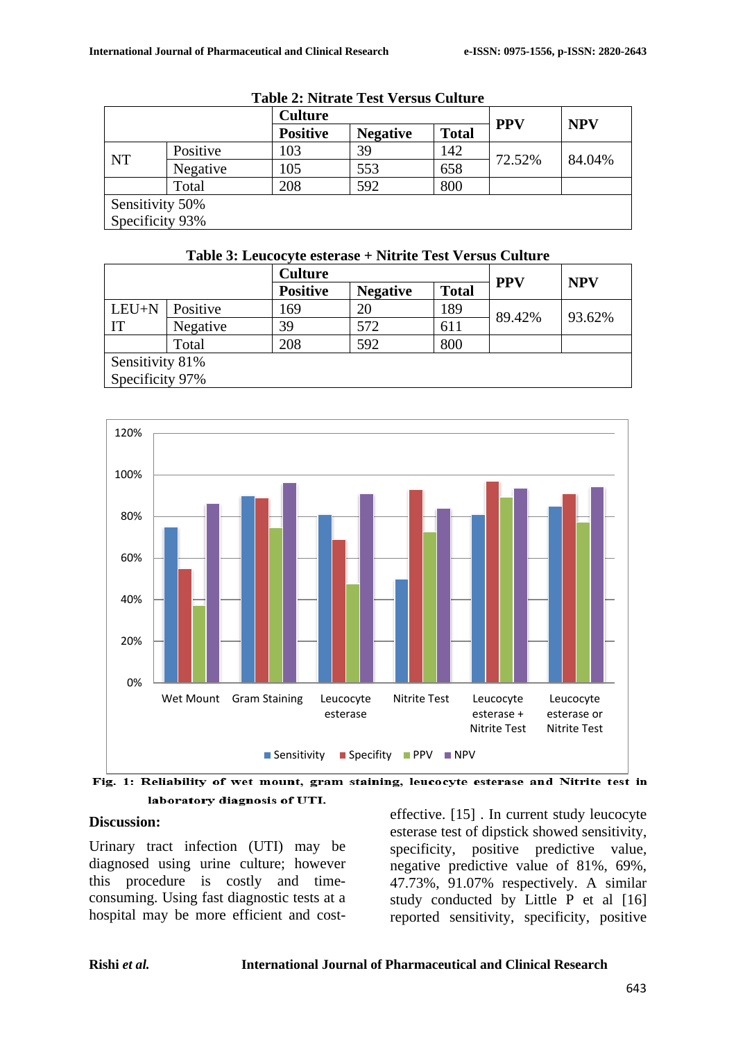**Table 2: Nitrate Test Versus Culture**

| | | Culture | | | PPV | NPV |
|---|---|---|---|---|---|---|
| | | **Positive** | **Negative** | **Total** | | |
| NT | Positive | 103 | 39 | 142 | 72.52% | 84.04% |
| | Negative | 105 | 553 | 658 | | |
| | Total | 208 | 592 | 800 | | |
| Sensitivity 50%<br>Specificity 93% | | | | | | |

**Table 3: Leucocyte esterase + Nitrite Test Versus Culture**

| | | Culture | | | PPV | NPV |
|---|---|---|---|---|---|---|
| | | **Positive** | **Negative** | **Total** | | |
| LEU+NIT | Positive | 169 | 20 | 189 | 89.42% | 93.62% |
| | Negative | 39 | 572 | 611 | | |
| | Total | 208 | 592 | 800 | | |
| Sensitivity 81%<br>Specificity 97% | | | | | | |

**Fig. 1: Reliability of wet mount, gram staining, leucocyte esterase and Nitrite test in laboratory diagnosis of UTI.**

## Discussion:

Urinary tract infection (UTI) may be diagnosed using urine culture; however this procedure is costly and time-consuming. Using fast diagnostic tests at a hospital may be more efficient and cost-effective. [15] . In current study leucocyte esterase test of dipstick showed sensitivity, specificity, positive predictive value, negative predictive value of 81%, 69%, 47.73%, 91.07% respectively. A similar study conducted by Little P et al [16] reported sensitivity, specificity, positive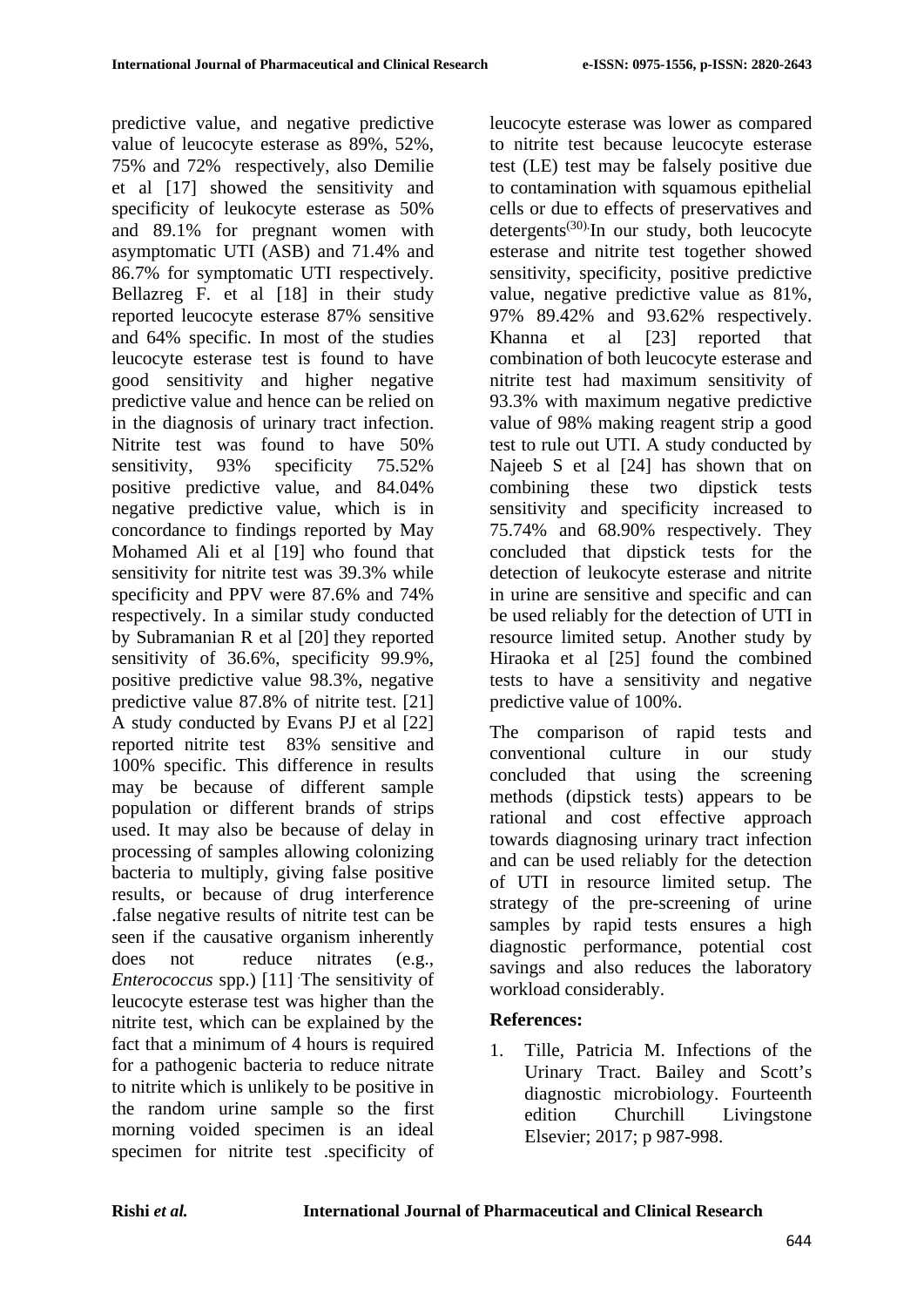predictive value, and negative predictive value of leucocyte esterase as 89%, 52%, 75% and 72% respectively, also Demilie et al [17] showed the sensitivity and specificity of leukocyte esterase as 50% and 89.1% for pregnant women with asymptomatic UTI (ASB) and 71.4% and 86.7% for symptomatic UTI respectively. Bellazreg F. et al [18] in their study reported leucocyte esterase 87% sensitive and 64% specific. In most of the studies leucocyte esterase test is found to have good sensitivity and higher negative predictive value and hence can be relied on in the diagnosis of urinary tract infection. Nitrite test was found to have 50% sensitivity, 93% specificity 75.52% positive predictive value, and 84.04% negative predictive value, which is in concordance to findings reported by May Mohamed Ali et al [19] who found that sensitivity for nitrite test was 39.3% while specificity and PPV were 87.6% and 74% respectively. In a similar study conducted by Subramanian R et al [20] they reported sensitivity of 36.6%, specificity 99.9%, positive predictive value 98.3%, negative predictive value 87.8% of nitrite test. [21] A study conducted by Evans PJ et al [22] reported nitrite test 83% sensitive and 100% specific. This difference in results may be because of different sample population or different brands of strips used. It may also be because of delay in processing of samples allowing colonizing bacteria to multiply, giving false positive results, or because of drug interference .false negative results of nitrite test can be seen if the causative organism inherently does not reduce nitrates (e.g., *Enterococcus* spp.) [11] . The sensitivity of leucocyte esterase test was higher than the nitrite test, which can be explained by the fact that a minimum of 4 hours is required for a pathogenic bacteria to reduce nitrate to nitrite which is unlikely to be positive in the random urine sample so the first morning voided specimen is an ideal specimen for nitrite test .specificity of leucocyte esterase was lower as compared to nitrite test because leucocyte esterase test (LE) test may be falsely positive due to contamination with squamous epithelial cells or due to effects of preservatives and detergents[30]. In our study, both leucocyte esterase and nitrite test together showed sensitivity, specificity, positive predictive value, negative predictive value as 81%, 97% 89.42% and 93.62% respectively. Khanna et al [23] reported that combination of both leucocyte esterase and nitrite test had maximum sensitivity of 93.3% with maximum negative predictive value of 98% making reagent strip a good test to rule out UTI. A study conducted by Najeeb S et al [24] has shown that on combining these two dipstick tests sensitivity and specificity increased to 75.74% and 68.90% respectively. They concluded that dipstick tests for the detection of leukocyte esterase and nitrite in urine are sensitive and specific and can be used reliably for the detection of UTI in resource limited setup. Another study by Hiraoka et al [25] found the combined tests to have a sensitivity and negative predictive value of 100%.

The comparison of rapid tests and conventional culture in our study concluded that using the screening methods (dipstick tests) appears to be rational and cost effective approach towards diagnosing urinary tract infection and can be used reliably for the detection of UTI in resource limited setup. The strategy of the pre-screening of urine samples by rapid tests ensures a high diagnostic performance, potential cost savings and also reduces the laboratory workload considerably.

## References:

1. Tille, Patricia M. Infections of the Urinary Tract. Bailey and Scott's diagnostic microbiology. Fourteenth edition Churchill Livingstone Elsevier; 2017; p 987-998.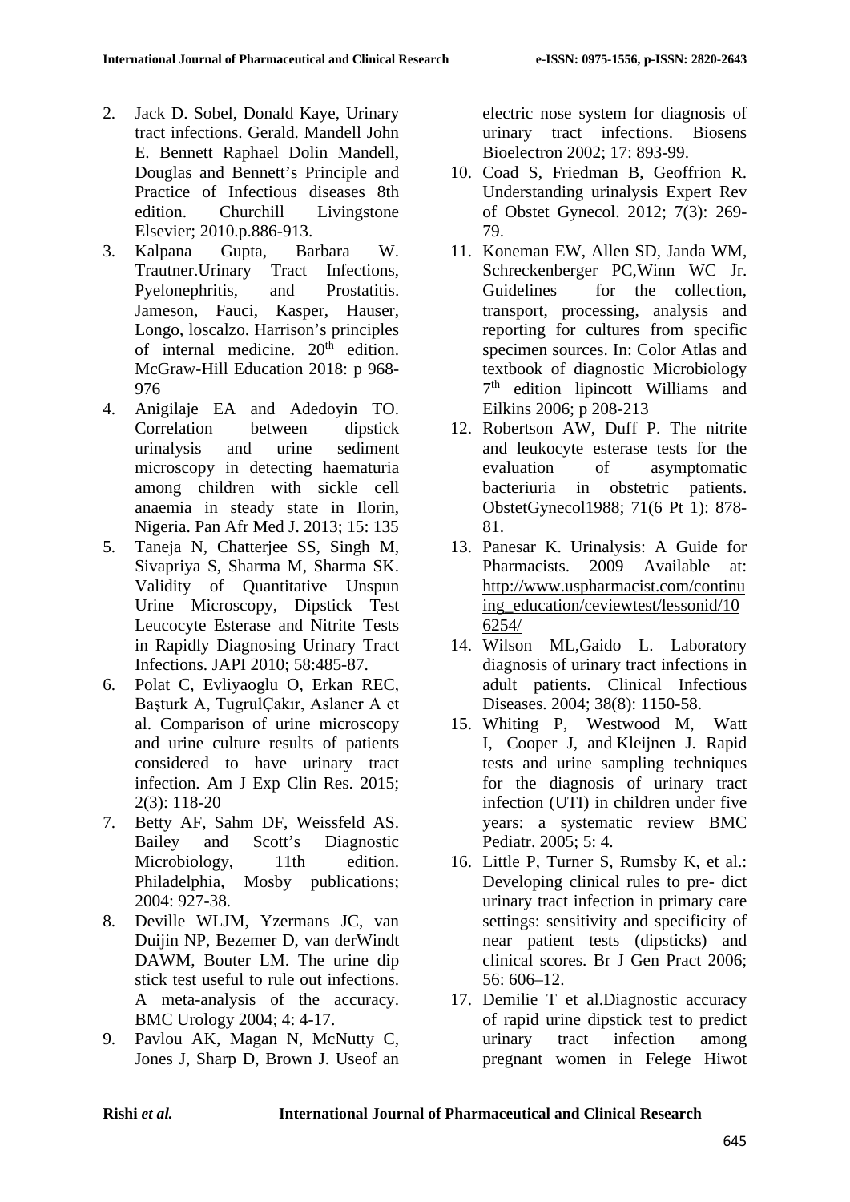2. Jack D. Sobel, Donald Kaye, Urinary tract infections. Gerald. Mandell John E. Bennett Raphael Dolin Mandell, Douglas and Bennett's Principle and Practice of Infectious diseases 8th edition. Churchill Livingstone Elsevier; 2010.p.886-913.
3. Kalpana Gupta, Barbara W. Trautner.Urinary Tract Infections, Pyelonephritis, and Prostatitis. Jameson, Fauci, Kasper, Hauser, Longo, loscalzo. Harrison's principles of internal medicine. 20th edition. McGraw-Hill Education 2018: p 968-976
4. Anigilaje EA and Adedoyin TO. Correlation between dipstick urinalysis and urine sediment microscopy in detecting haematuria among children with sickle cell anaemia in steady state in Ilorin, Nigeria. Pan Afr Med J. 2013; 15: 135
5. Taneja N, Chatterjee SS, Singh M, Sivapriya S, Sharma M, Sharma SK. Validity of Quantitative Unspun Urine Microscopy, Dipstick Test Leucocyte Esterase and Nitrite Tests in Rapidly Diagnosing Urinary Tract Infections. JAPI 2010; 58:485-87.
6. Polat C, Evliyaoglu O, Erkan REC, Başturk A, TugrulÇakır, Aslaner A et al. Comparison of urine microscopy and urine culture results of patients considered to have urinary tract infection. Am J Exp Clin Res. 2015; 2(3): 118-20
7. Betty AF, Sahm DF, Weissfeld AS. Bailey and Scott's Diagnostic Microbiology, 11th edition. Philadelphia, Mosby publications; 2004: 927-38.
8. Deville WLJM, Yzermans JC, van Duijin NP, Bezemer D, van derWindt DAWM, Bouter LM. The urine dip stick test useful to rule out infections. A meta-analysis of the accuracy. BMC Urology 2004; 4: 4-17.
9. Pavlou AK, Magan N, McNutty C, Jones J, Sharp D, Brown J. Useof an electric nose system for diagnosis of urinary tract infections. Biosens Bioelectron 2002; 17: 893-99.
10. Coad S, Friedman B, Geoffrion R. Understanding urinalysis Expert Rev of Obstet Gynecol. 2012; 7(3): 269-79.
11. Koneman EW, Allen SD, Janda WM, Schreckenberger PC,Winn WC Jr. Guidelines for the collection, transport, processing, analysis and reporting for cultures from specific specimen sources. In: Color Atlas and textbook of diagnostic Microbiology 7th edition lipincott Williams and Eilkins 2006; p 208-213
12. Robertson AW, Duff P. The nitrite and leukocyte esterase tests for the evaluation of asymptomatic bacteriuria in obstetric patients. ObstetGynecol1988; 71(6 Pt 1): 878-81.
13. Panesar K. Urinalysis: A Guide for Pharmacists. 2009 Available at: http://www.uspharmacist.com/continuing_education/ceviewtest/lessonid/106254/
14. Wilson ML,Gaido L. Laboratory diagnosis of urinary tract infections in adult patients. Clinical Infectious Diseases. 2004; 38(8): 1150-58.
15. Whiting P, Westwood M, Watt I, Cooper J, and Kleijnen J. Rapid tests and urine sampling techniques for the diagnosis of urinary tract infection (UTI) in children under five years: a systematic review BMC Pediatr. 2005; 5: 4.
16. Little P, Turner S, Rumsby K, et al.: Developing clinical rules to pre- dict urinary tract infection in primary care settings: sensitivity and specificity of near patient tests (dipsticks) and clinical scores. Br J Gen Pract 2006; 56: 606–12.
17. Demilie T et al.Diagnostic accuracy of rapid urine dipstick test to predict urinary tract infection among pregnant women in Felege Hiwot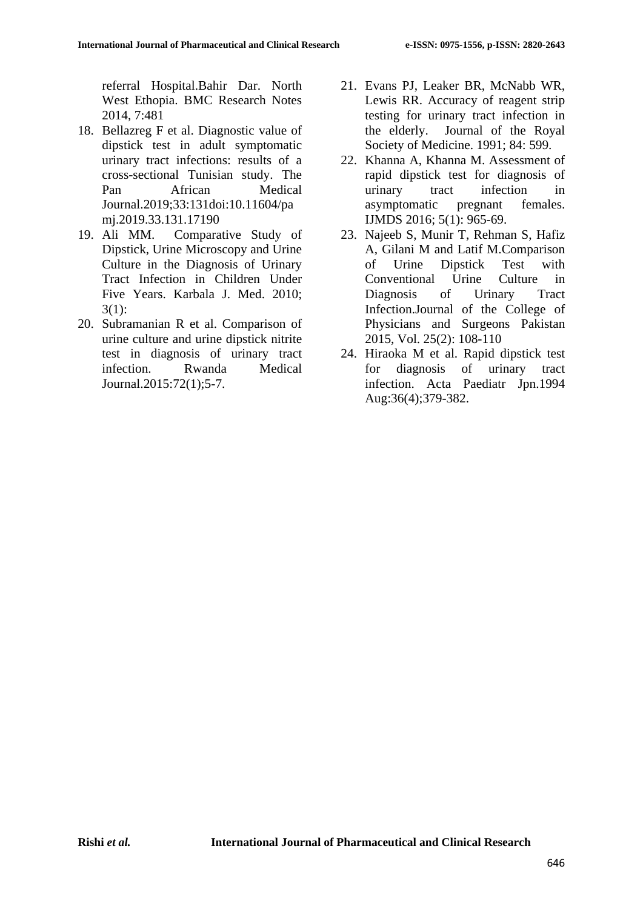referral Hospital.Bahir Dar. North West Ethopia. BMC Research Notes 2014, 7:481

18. Bellazreg F et al. Diagnostic value of dipstick test in adult symptomatic urinary tract infections: results of a cross-sectional Tunisian study. The Pan African Medical Journal.2019;33:131doi:10.11604/pamj.2019.33.131.17190
19. Ali MM. Comparative Study of Dipstick, Urine Microscopy and Urine Culture in the Diagnosis of Urinary Tract Infection in Children Under Five Years. Karbala J. Med. 2010; 3(1):
20. Subramanian R et al. Comparison of urine culture and urine dipstick nitrite test in diagnosis of urinary tract infection. Rwanda Medical Journal.2015:72(1);5-7.
21. Evans PJ, Leaker BR, McNabb WR, Lewis RR. Accuracy of reagent strip testing for urinary tract infection in the elderly. Journal of the Royal Society of Medicine. 1991; 84: 599.
22. Khanna A, Khanna M. Assessment of rapid dipstick test for diagnosis of urinary tract infection in asymptomatic pregnant females. IJMDS 2016; 5(1): 965-69.
23. Najeeb S, Munir T, Rehman S, Hafiz A, Gilani M and Latif M.Comparison of Urine Dipstick Test with Conventional Urine Culture in Diagnosis of Urinary Tract Infection.Journal of the College of Physicians and Surgeons Pakistan 2015, Vol. 25(2): 108-110
24. Hiraoka M et al. Rapid dipstick test for diagnosis of urinary tract infection. Acta Paediatr Jpn.1994 Aug:36(4);379-382.